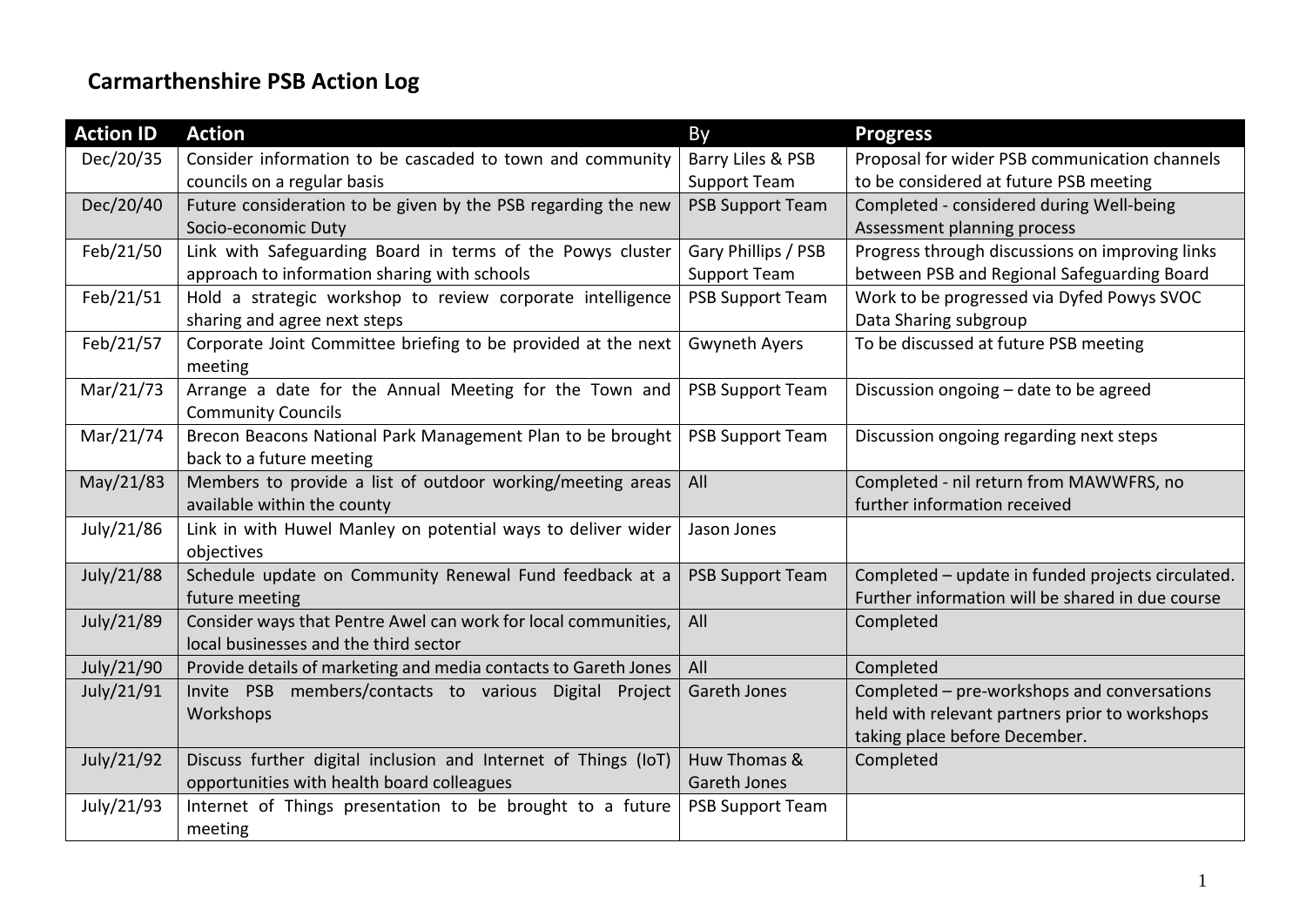# Carmarthenshire PSB Action Log

| Action ID | Action | By | Progress |
|---|---|---|---|
| Dec/20/35 | Consider information to be cascaded to town and community councils on a regular basis | Barry Liles & PSB Support Team | Proposal for wider PSB communication channels to be considered at future PSB meeting |
| Dec/20/40 | Future consideration to be given by the PSB regarding the new Socio-economic Duty | PSB Support Team | Completed - considered during Well-being Assessment planning process |
| Feb/21/50 | Link with Safeguarding Board in terms of the Powys cluster approach to information sharing with schools | Gary Phillips / PSB Support Team | Progress through discussions on improving links between PSB and Regional Safeguarding Board |
| Feb/21/51 | Hold a strategic workshop to review corporate intelligence sharing and agree next steps | PSB Support Team | Work to be progressed via Dyfed Powys SVOC Data Sharing subgroup |
| Feb/21/57 | Corporate Joint Committee briefing to be provided at the next meeting | Gwyneth Ayers | To be discussed at future PSB meeting |
| Mar/21/73 | Arrange a date for the Annual Meeting for the Town and Community Councils | PSB Support Team | Discussion ongoing – date to be agreed |
| Mar/21/74 | Brecon Beacons National Park Management Plan to be brought back to a future meeting | PSB Support Team | Discussion ongoing regarding next steps |
| May/21/83 | Members to provide a list of outdoor working/meeting areas available within the county | All | Completed - nil return from MAWWFRS, no further information received |
| July/21/86 | Link in with Huwel Manley on potential ways to deliver wider objectives | Jason Jones | |
| July/21/88 | Schedule update on Community Renewal Fund feedback at a future meeting | PSB Support Team | Completed – update in funded projects circulated. Further information will be shared in due course |
| July/21/89 | Consider ways that Pentre Awel can work for local communities, local businesses and the third sector | All | Completed |
| July/21/90 | Provide details of marketing and media contacts to Gareth Jones | All | Completed |
| July/21/91 | Invite PSB members/contacts to various Digital Project Workshops | Gareth Jones | Completed – pre-workshops and conversations held with relevant partners prior to workshops taking place before December. |
| July/21/92 | Discuss further digital inclusion and Internet of Things (IoT) opportunities with health board colleagues | Huw Thomas & Gareth Jones | Completed |
| July/21/93 | Internet of Things presentation to be brought to a future meeting | PSB Support Team | |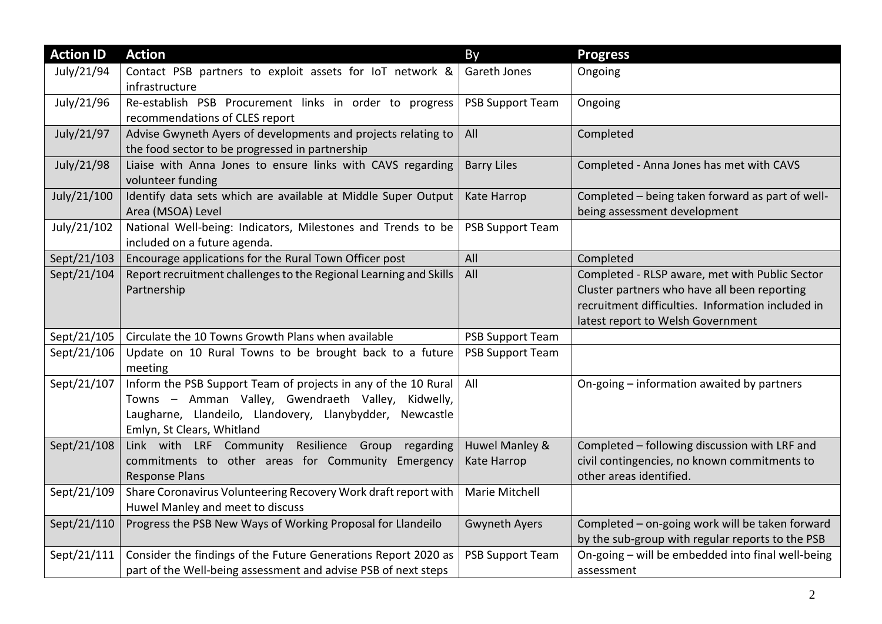| Action ID | Action | By | Progress |
|---|---|---|---|
| July/21/94 | Contact PSB partners to exploit assets for IoT network & infrastructure | Gareth Jones | Ongoing |
| July/21/96 | Re-establish PSB Procurement links in order to progress recommendations of CLES report | PSB Support Team | Ongoing |
| July/21/97 | Advise Gwyneth Ayers of developments and projects relating to the food sector to be progressed in partnership | All | Completed |
| July/21/98 | Liaise with Anna Jones to ensure links with CAVS regarding volunteer funding | Barry Liles | Completed - Anna Jones has met with CAVS |
| July/21/100 | Identify data sets which are available at Middle Super Output Area (MSOA) Level | Kate Harrop | Completed – being taken forward as part of well-being assessment development |
| July/21/102 | National Well-being: Indicators, Milestones and Trends to be included on a future agenda. | PSB Support Team | |
| Sept/21/103 | Encourage applications for the Rural Town Officer post | All | Completed |
| Sept/21/104 | Report recruitment challenges to the Regional Learning and Skills Partnership | All | Completed - RLSP aware, met with Public Sector Cluster partners who have all been reporting recruitment difficulties. Information included in latest report to Welsh Government |
| Sept/21/105 | Circulate the 10 Towns Growth Plans when available | PSB Support Team | |
| Sept/21/106 | Update on 10 Rural Towns to be brought back to a future meeting | PSB Support Team | |
| Sept/21/107 | Inform the PSB Support Team of projects in any of the 10 Rural Towns – Amman Valley, Gwendraeth Valley, Kidwelly, Laugharne, Llandeilo, Llandovery, Llanybydder, Newcastle Emlyn, St Clears, Whitland | All | On-going – information awaited by partners |
| Sept/21/108 | Link with LRF Community Resilience Group regarding commitments to other areas for Community Emergency Response Plans | Huwel Manley & Kate Harrop | Completed – following discussion with LRF and civil contingencies, no known commitments to other areas identified. |
| Sept/21/109 | Share Coronavirus Volunteering Recovery Work draft report with Huwel Manley and meet to discuss | Marie Mitchell | |
| Sept/21/110 | Progress the PSB New Ways of Working Proposal for Llandeilo | Gwyneth Ayers | Completed – on-going work will be taken forward by the sub-group with regular reports to the PSB |
| Sept/21/111 | Consider the findings of the Future Generations Report 2020 as part of the Well-being assessment and advise PSB of next steps | PSB Support Team | On-going – will be embedded into final well-being assessment |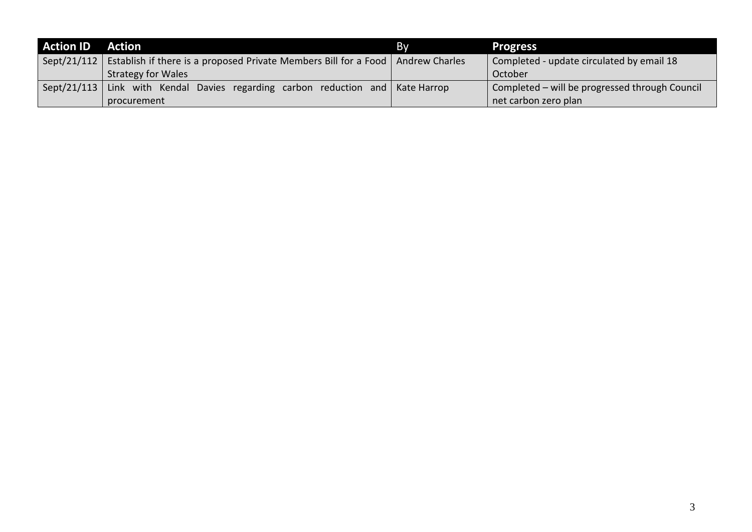| Action ID | Action | By | Progress |
|---|---|---|---|
| Sept/21/112 | Establish if there is a proposed Private Members Bill for a Food Strategy for Wales | Andrew Charles | Completed - update circulated by email 18 October |
| Sept/21/113 | Link with Kendal Davies regarding carbon reduction and procurement | Kate Harrop | Completed – will be progressed through Council net carbon zero plan |